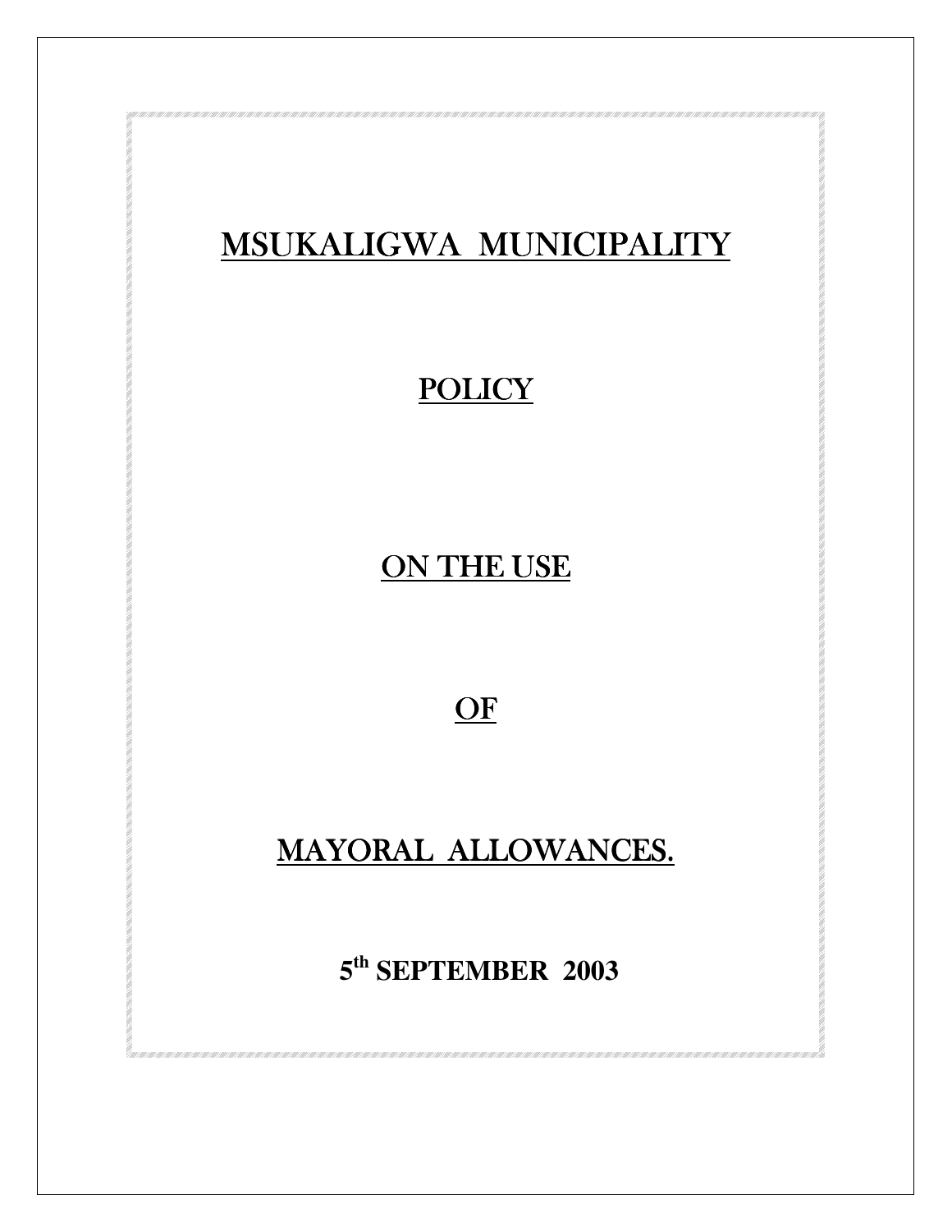# MSUKALIGWA MUNICIPALITY

## POLICY

## ON THE USE

## OF

## MAYORAL ALLOWANCES.

**5th SEPTEMBER 2003**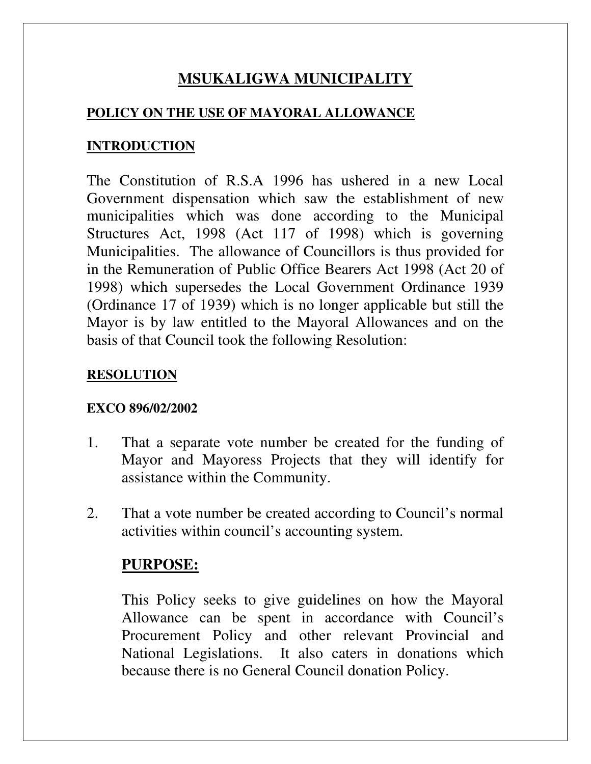# MSUKALIGWA MUNICIPALITY

## POLICY ON THE USE OF MAYORAL ALLOWANCE

### INTRODUCTION

The Constitution of R.S.A 1996 has ushered in a new Local Government dispensation which saw the establishment of new municipalities which was done according to the Municipal Structures Act, 1998 (Act 117 of 1998) which is governing Municipalities. The allowance of Councillors is thus provided for in the Remuneration of Public Office Bearers Act 1998 (Act 20 of 1998) which supersedes the Local Government Ordinance 1939 (Ordinance 17 of 1939) which is no longer applicable but still the Mayor is by law entitled to the Mayoral Allowances and on the basis of that Council took the following Resolution:

### RESOLUTION

**EXCO 896/02/2002**

1. That a separate vote number be created for the funding of Mayor and Mayoress Projects that they will identify for assistance within the Community.

2. That a vote number be created according to Council's normal activities within council's accounting system.

### PURPOSE:

This Policy seeks to give guidelines on how the Mayoral Allowance can be spent in accordance with Council's Procurement Policy and other relevant Provincial and National Legislations. It also caters in donations which because there is no General Council donation Policy.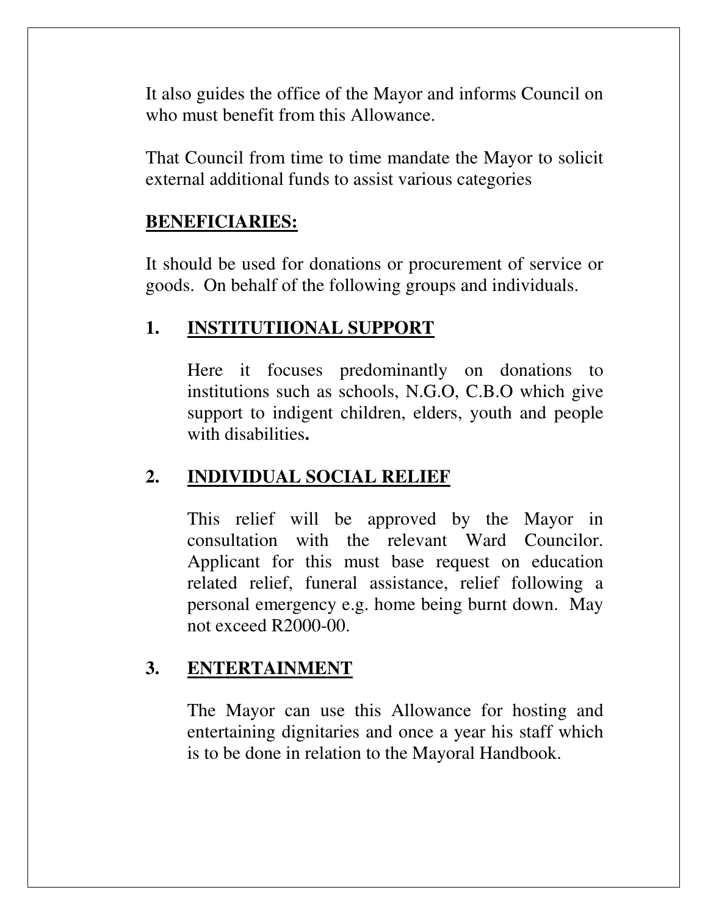It also guides the office of the Mayor and informs Council on who must benefit from this Allowance.

That Council from time to time mandate the Mayor to solicit external additional funds to assist various categories

**BENEFICIARIES:**

It should be used for donations or procurement of service or goods. On behalf of the following groups and individuals.

## 1. INSTITUTIIONAL SUPPORT

Here it focuses predominantly on donations to institutions such as schools, N.G.O, C.B.O which give support to indigent children, elders, youth and people with disabilities**.**

## 2. INDIVIDUAL SOCIAL RELIEF

This relief will be approved by the Mayor in consultation with the relevant Ward Councilor. Applicant for this must base request on education related relief, funeral assistance, relief following a personal emergency e.g. home being burnt down. May not exceed R2000-00.

## 3. ENTERTAINMENT

The Mayor can use this Allowance for hosting and entertaining dignitaries and once a year his staff which is to be done in relation to the Mayoral Handbook.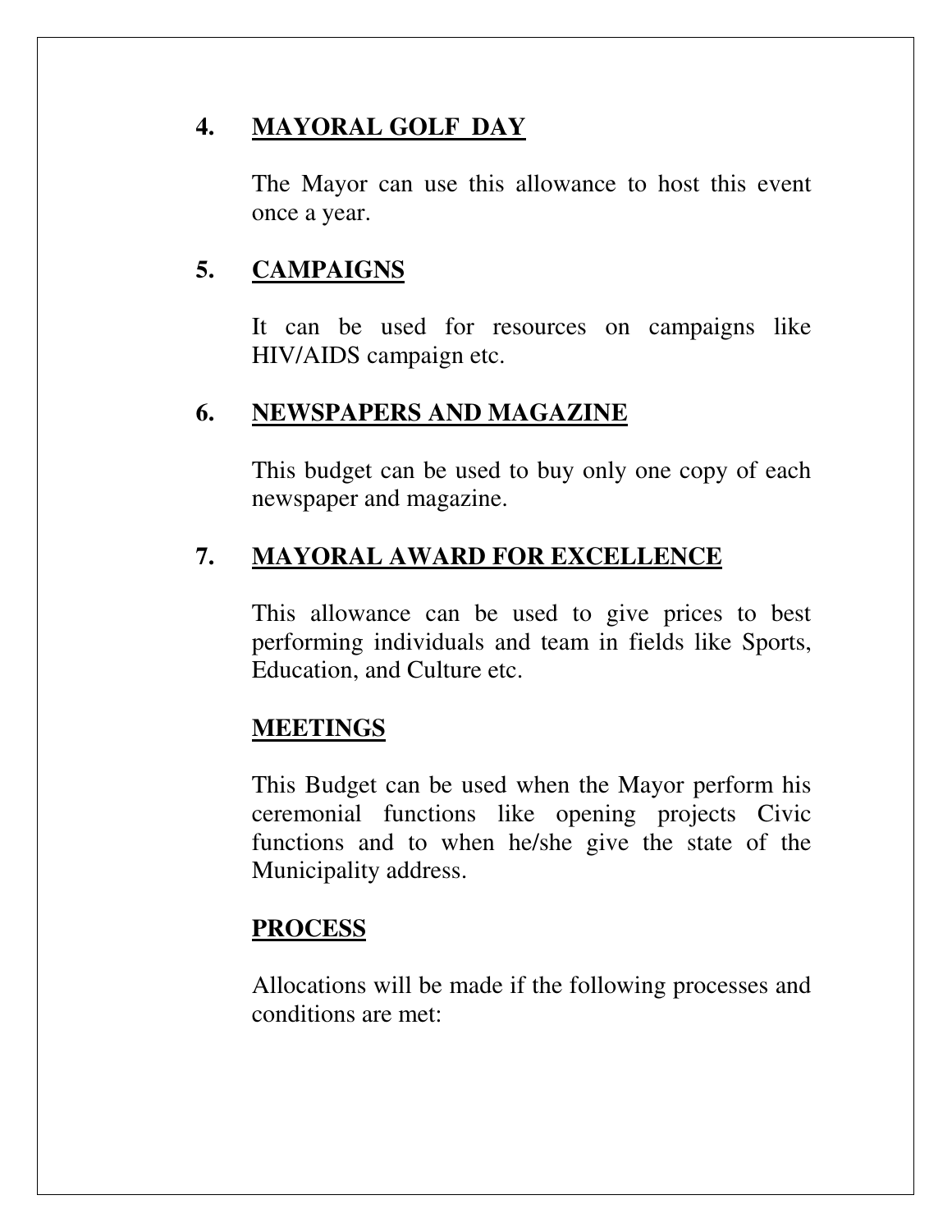## 4. MAYORAL GOLF DAY

The Mayor can use this allowance to host this event once a year.

## 5. CAMPAIGNS

It can be used for resources on campaigns like HIV/AIDS campaign etc.

## 6. NEWSPAPERS AND MAGAZINE

This budget can be used to buy only one copy of each newspaper and magazine.

## 7. MAYORAL AWARD FOR EXCELLENCE

This allowance can be used to give prices to best performing individuals and team in fields like Sports, Education, and Culture etc.

## MEETINGS

This Budget can be used when the Mayor perform his ceremonial functions like opening projects Civic functions and to when he/she give the state of the Municipality address.

## PROCESS

Allocations will be made if the following processes and conditions are met: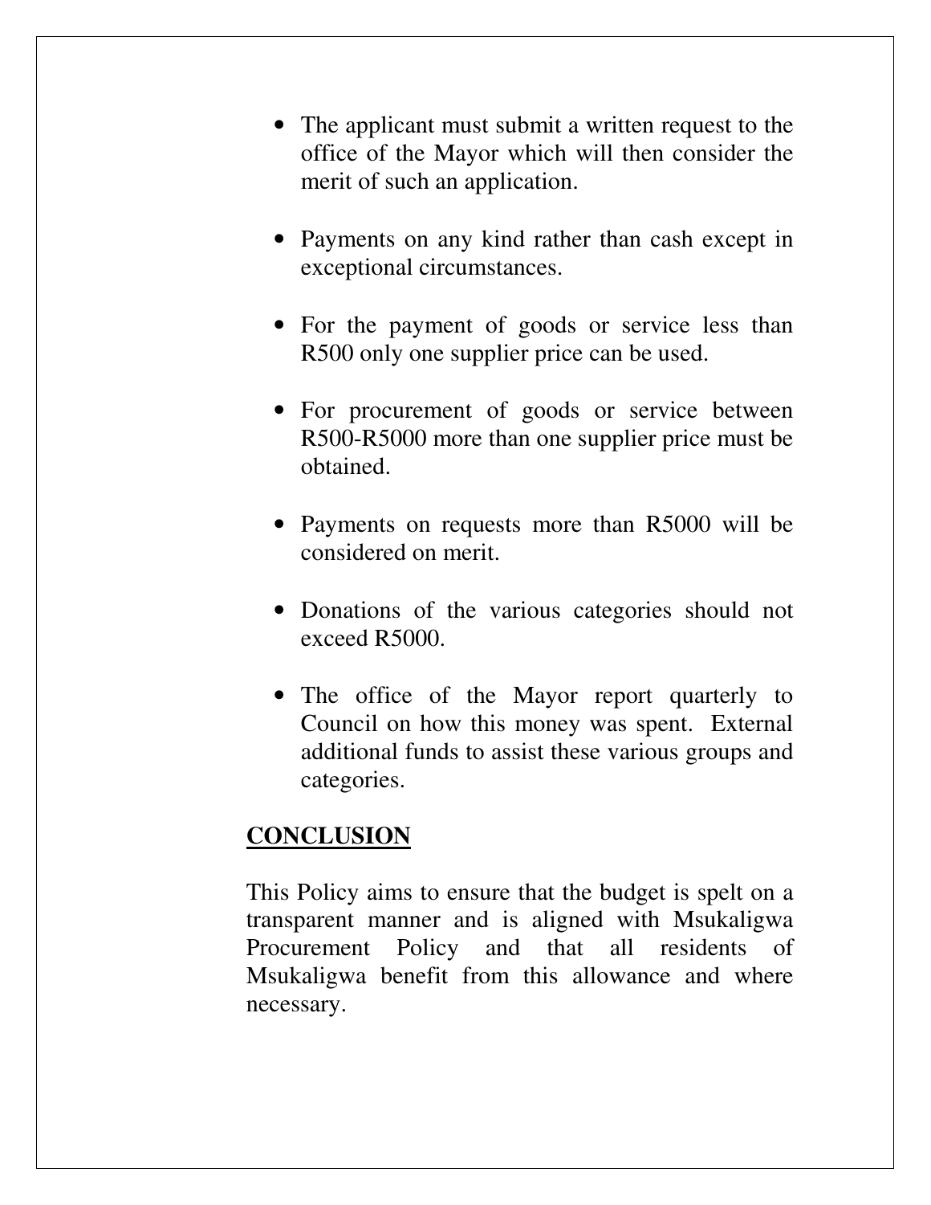- The applicant must submit a written request to the office of the Mayor which will then consider the merit of such an application.

- Payments on any kind rather than cash except in exceptional circumstances.

- For the payment of goods or service less than R500 only one supplier price can be used.

- For procurement of goods or service between R500-R5000 more than one supplier price must be obtained.

- Payments on requests more than R5000 will be considered on merit.

- Donations of the various categories should not exceed R5000.

- The office of the Mayor report quarterly to Council on how this money was spent. External additional funds to assist these various groups and categories.

## CONCLUSION

This Policy aims to ensure that the budget is spelt on a transparent manner and is aligned with Msukaligwa Procurement Policy and that all residents of Msukaligwa benefit from this allowance and where necessary.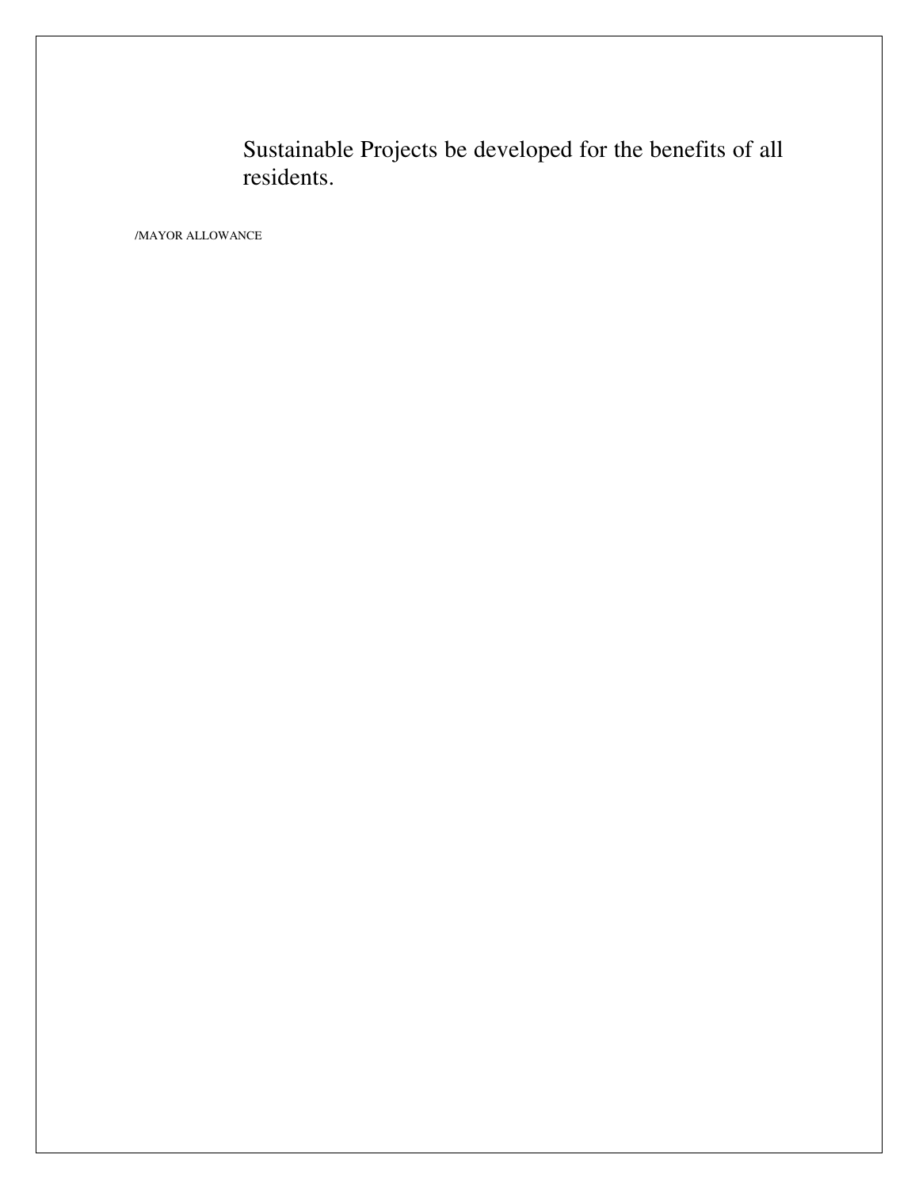Sustainable Projects be developed for the benefits of all residents.

/MAYOR ALLOWANCE